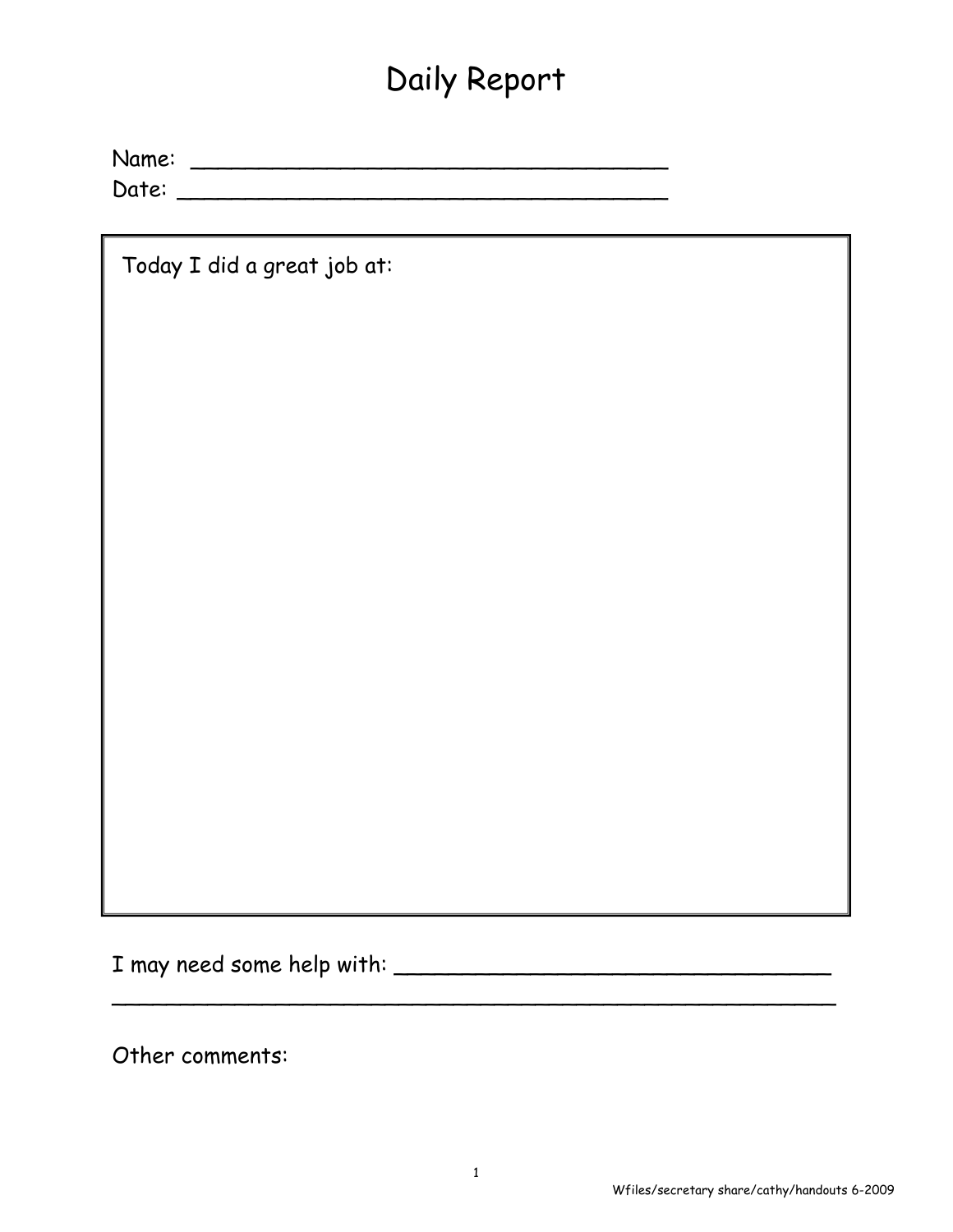# Daily Report

Name: ___________________________________

Date: ____________________________________

Today I did a great job at:

I may need some help with: ________________________________

__________________________________________________________

Other comments:

Wfiles/secretary share/cathy/handouts 6-2009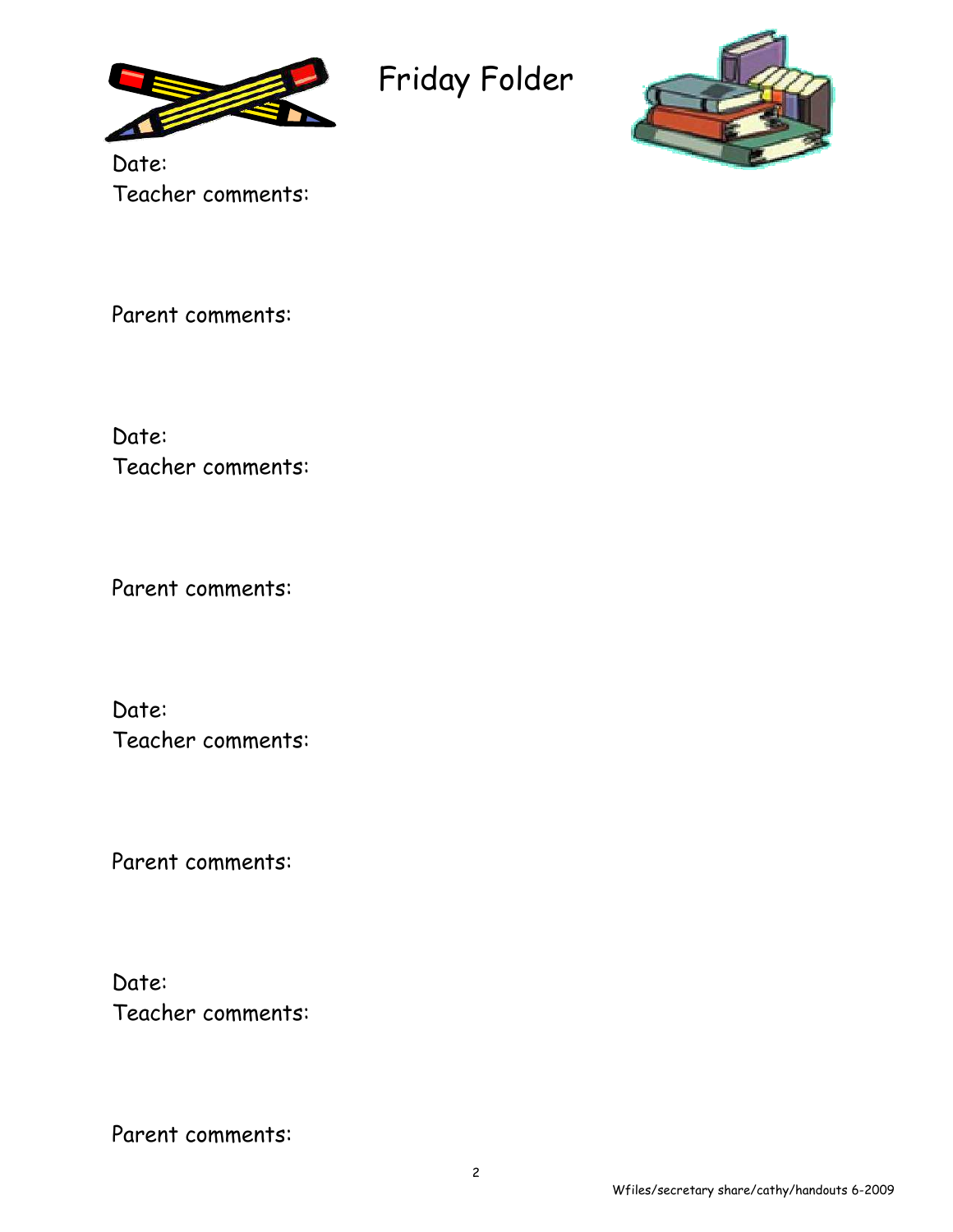# Friday Folder

Date:

Teacher comments:

Parent comments:

Date:

Teacher comments:

Parent comments:

Date:

Teacher comments:

Parent comments:

Date:

Teacher comments:

Parent comments:

Wfiles/secretary share/cathy/handouts 6-2009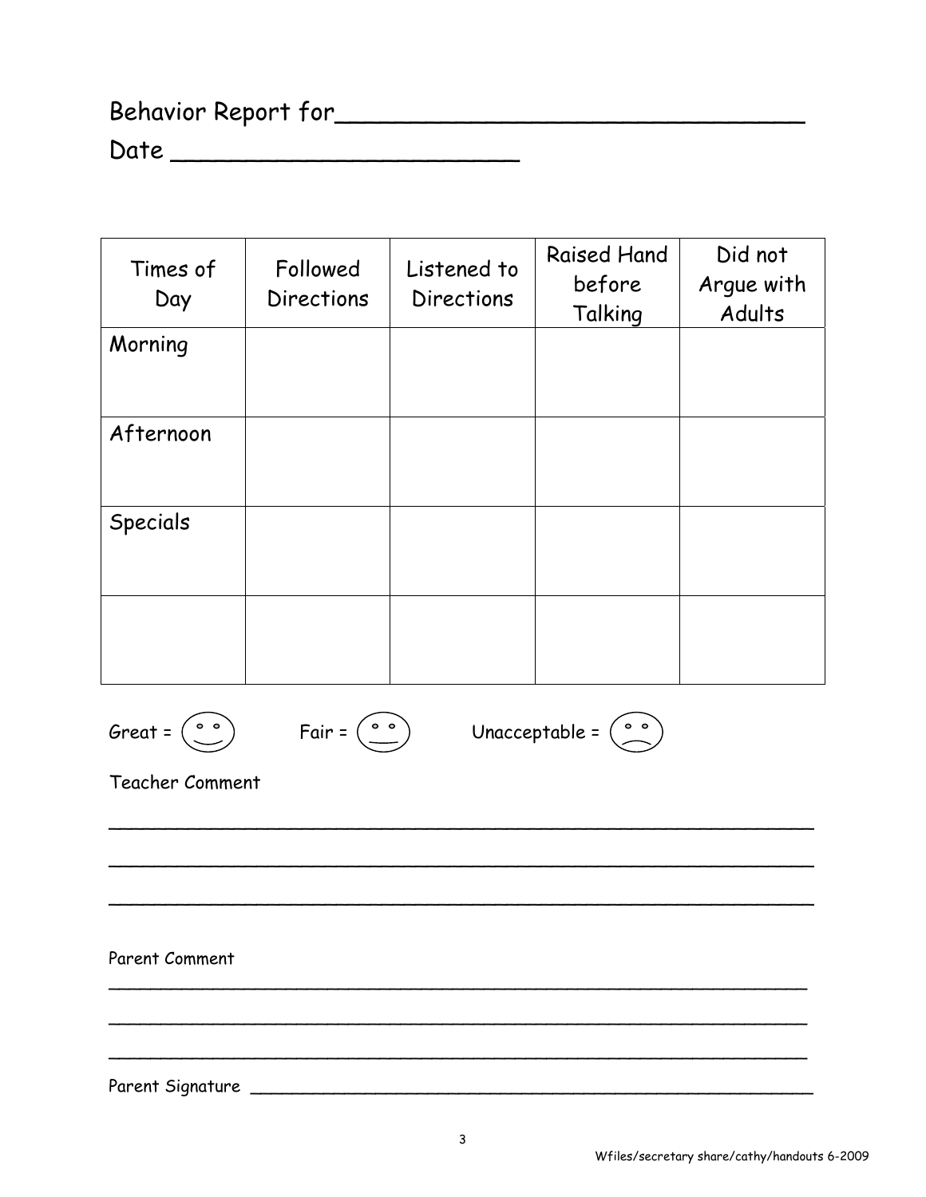Behavior Report for_______________________________

Date ________________________

| Times of Day | Followed Directions | Listened to Directions | Raised Hand before Talking | Did not Argue with Adults |
|---|---|---|---|---|
| Morning | | | | |
| Afternoon | | | | |
| Specials | | | | |
| | | | | |

Great = (smiling face)    Fair = (neutral face)    Unacceptable = (frowning face)

Teacher Comment

______________________________________________________________

______________________________________________________________

______________________________________________________________

Parent Comment

______________________________________________________________

______________________________________________________________

______________________________________________________________

Parent Signature ______________________________________________

Wfiles/secretary share/cathy/handouts 6-2009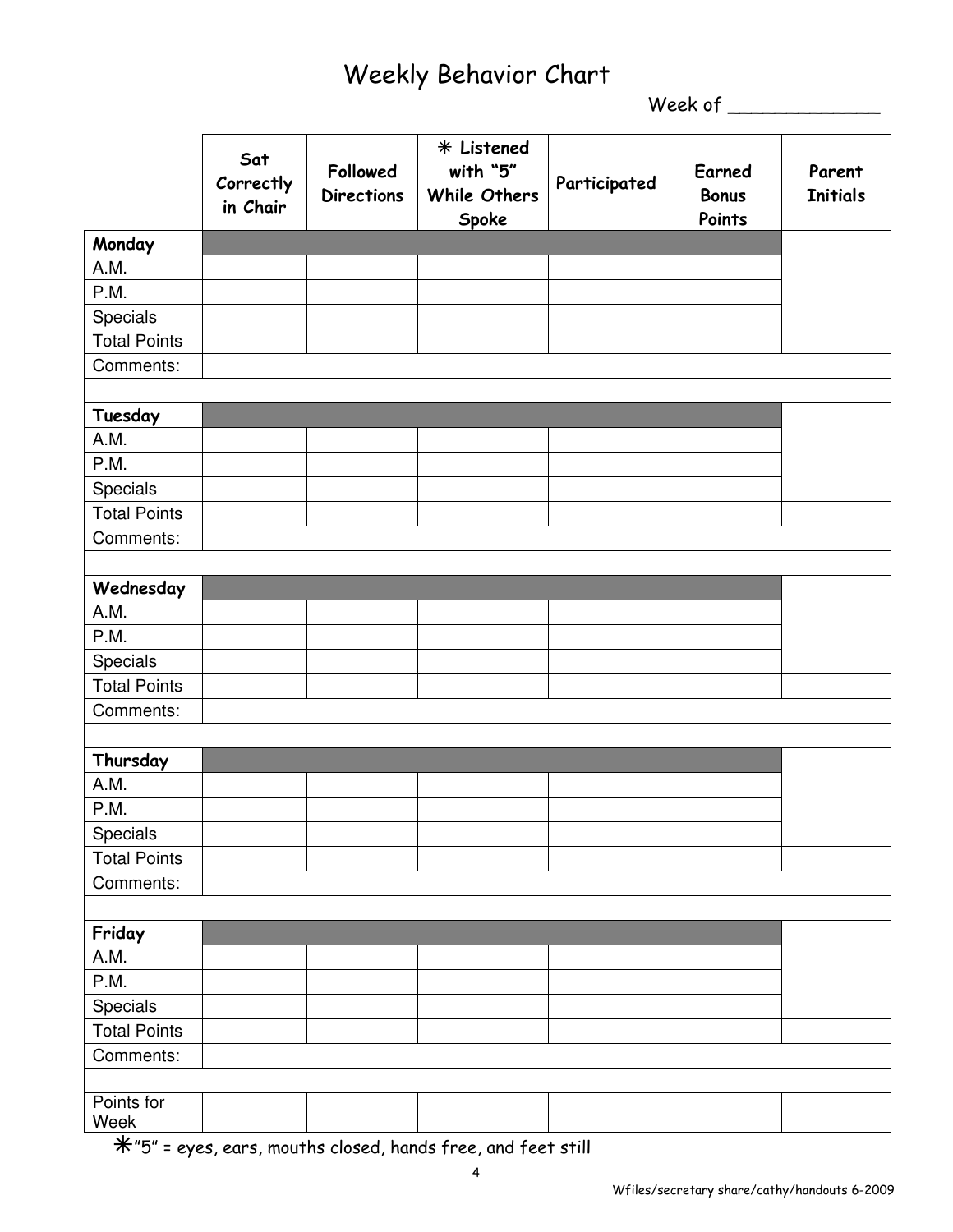# Weekly Behavior Chart

Week of _____________

| | Sat Correctly in Chair | Followed Directions | ✳ Listened with "5" While Others Spoke | Participated | Earned Bonus Points | Parent Initials |
|---|---|---|---|---|---|---|
| **Monday** | | | | | | |
| A.M. | | | | | | |
| P.M. | | | | | | |
| Specials | | | | | | |
| Total Points | | | | | | |
| Comments: | | | | | | |
| | | | | | | |
| **Tuesday** | | | | | | |
| A.M. | | | | | | |
| P.M. | | | | | | |
| Specials | | | | | | |
| Total Points | | | | | | |
| Comments: | | | | | | |
| | | | | | | |
| **Wednesday** | | | | | | |
| A.M. | | | | | | |
| P.M. | | | | | | |
| Specials | | | | | | |
| Total Points | | | | | | |
| Comments: | | | | | | |
| | | | | | | |
| **Thursday** | | | | | | |
| A.M. | | | | | | |
| P.M. | | | | | | |
| Specials | | | | | | |
| Total Points | | | | | | |
| Comments: | | | | | | |
| | | | | | | |
| **Friday** | | | | | | |
| A.M. | | | | | | |
| P.M. | | | | | | |
| Specials | | | | | | |
| Total Points | | | | | | |
| Comments: | | | | | | |
| | | | | | | |
| Points for Week | | | | | | |

✳"5" = eyes, ears, mouths closed, hands free, and feet still

Wfiles/secretary share/cathy/handouts 6-2009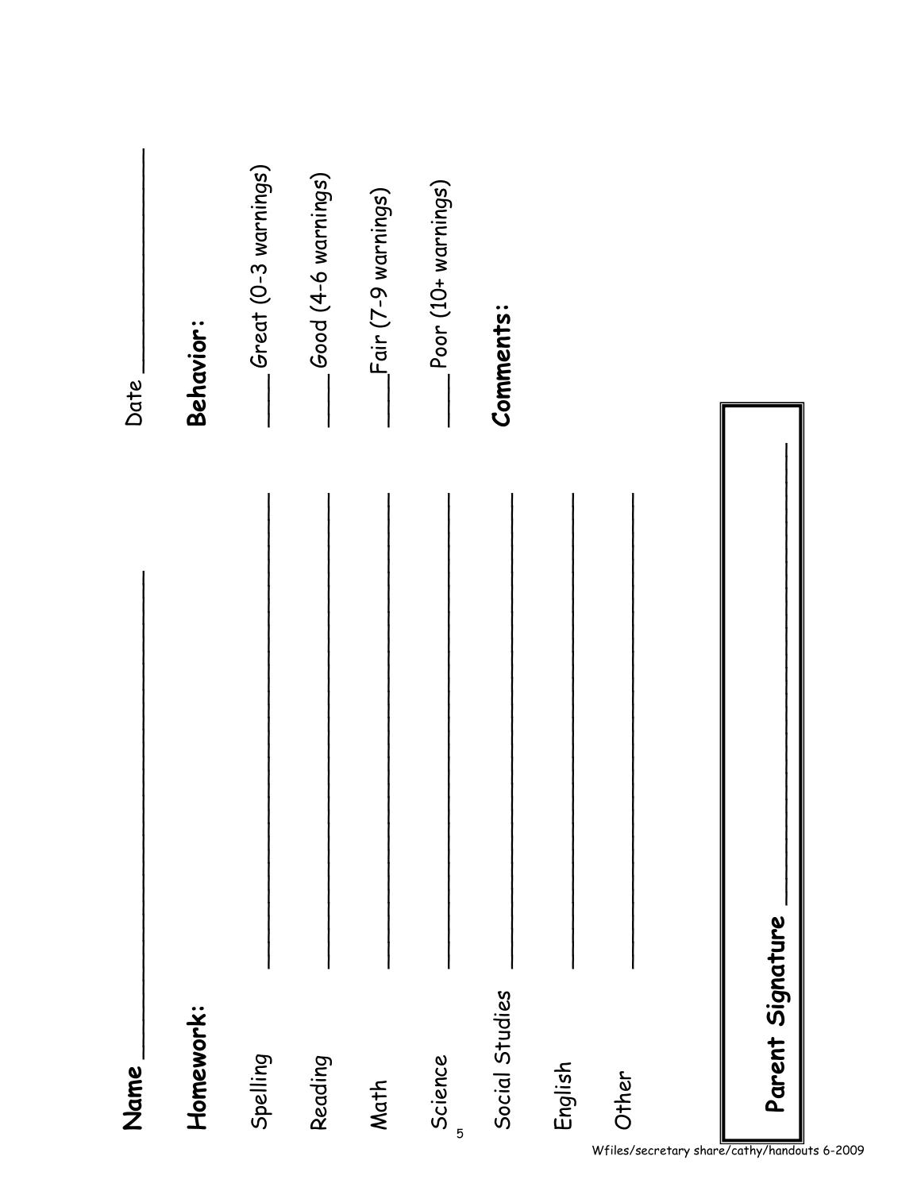**Name** ______________________ Date ______________

**Homework:**

Spelling ______________________

Reading ______________________

Math ______________________

Science ______________________

Social Studies ______________________

English ______________________

Other ______________________

**Behavior:**

____ Great (0-3 warnings)

____ Good (4-6 warnings)

____ Fair (7-9 warnings)

____ Poor (10+ warnings)

**Comments:**

**Parent Signature** ______________________

Wfiles/secretary share/cathy/handouts 6-2009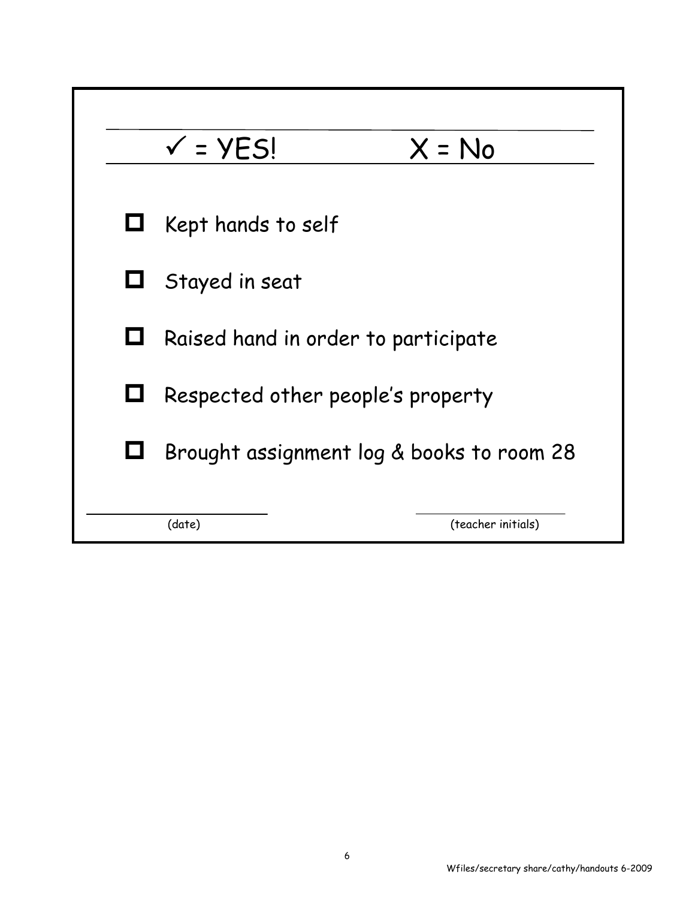✓ = YES! X = No

- ☐ Kept hands to self
- ☐ Stayed in seat
- ☐ Raised hand in order to participate
- ☐ Respected other people's property
- ☐ Brought assignment log & books to room 28

\_\_\_\_\_\_\_\_\_\_\_\_\_\_\_\_\_\_\_\_ (date) \_\_\_\_\_\_\_\_\_\_\_\_\_\_\_\_\_\_\_\_ (teacher initials)

Wfiles/secretary share/cathy/handouts 6-2009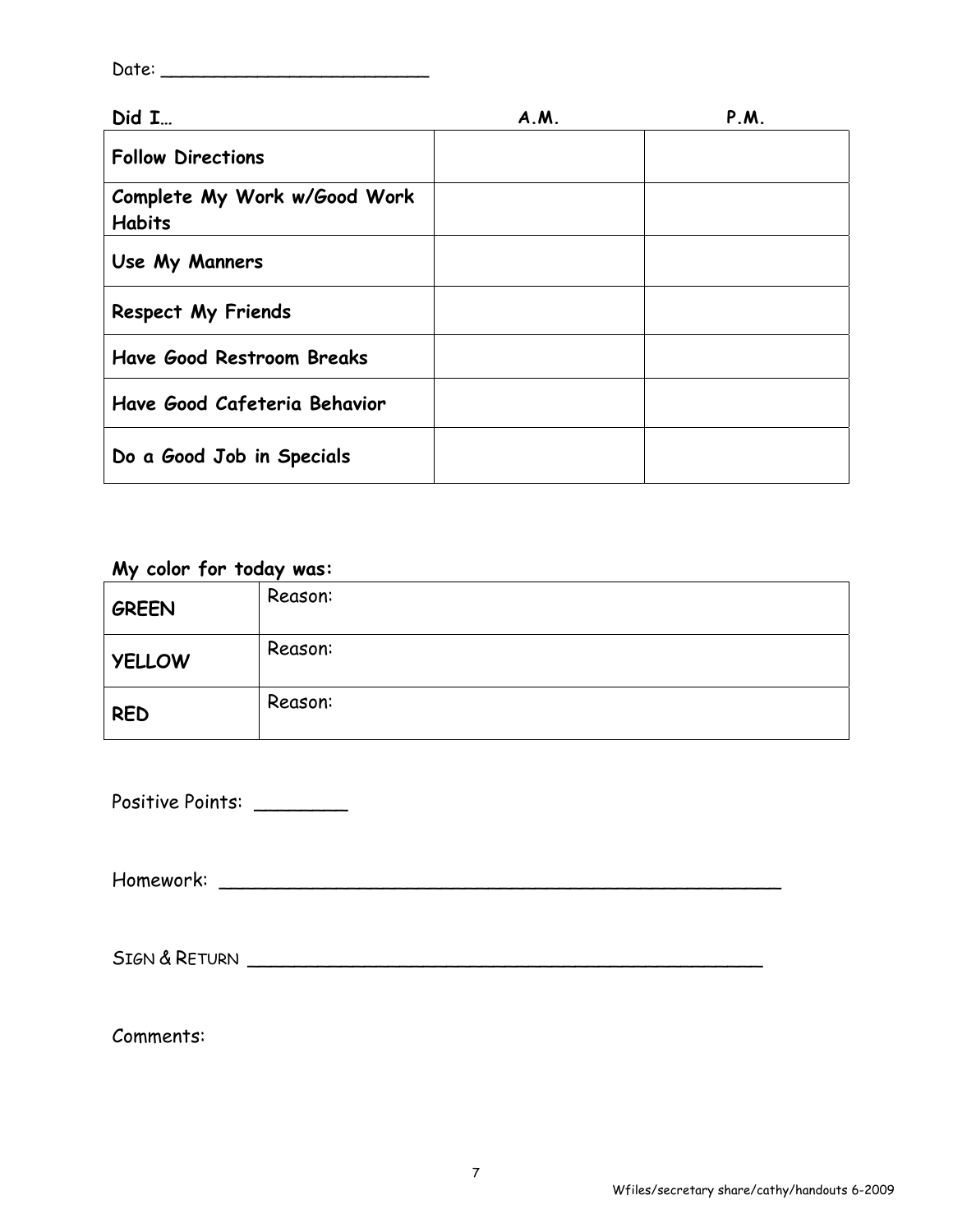Date: ________________________

| **Did I…** | **A.M.** | **P.M.** |
|---|---|---|
| **Follow Directions** | | |
| **Complete My Work w/Good Work Habits** | | |
| **Use My Manners** | | |
| **Respect My Friends** | | |
| **Have Good Restroom Breaks** | | |
| **Have Good Cafeteria Behavior** | | |
| **Do a Good Job in Specials** | | |

**My color for today was:**

| | |
|---|---|
| **GREEN** | Reason: |
| **YELLOW** | Reason: |
| **RED** | Reason: |

Positive Points: ________

Homework: ____________________________________________________

SIGN & RETURN ________________________________________________

Comments:

Wfiles/secretary share/cathy/handouts 6-2009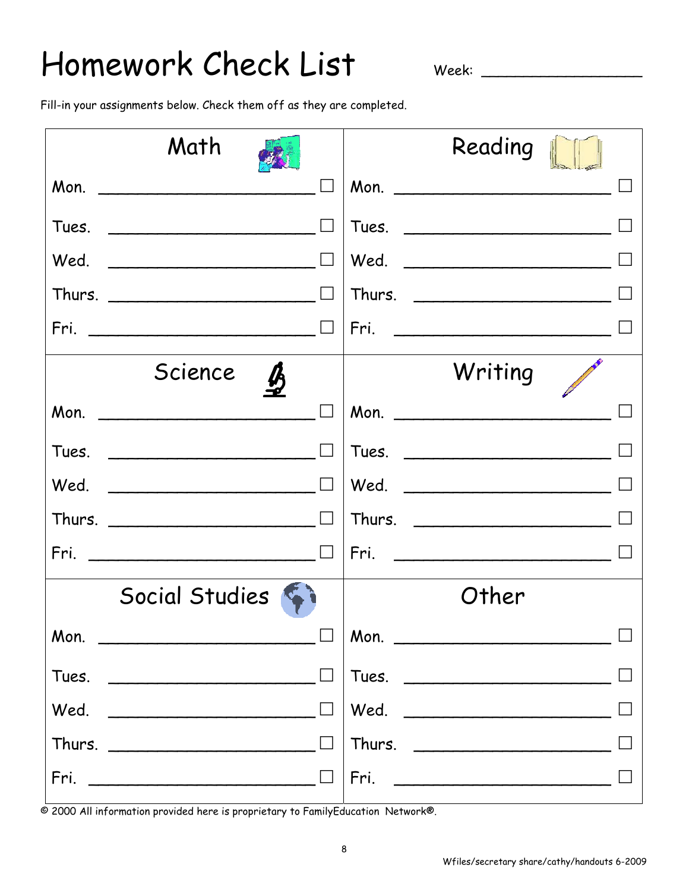# Homework Check List

Week: ________________

Fill-in your assignments below. Check them off as they are completed.

| Math | | Reading | |
|---|---|---|---|
| Mon. ____________________ | ☐ | Mon. ____________________ | ☐ |
| Tues. ____________________ | ☐ | Tues. ____________________ | ☐ |
| Wed. ____________________ | ☐ | Wed. ____________________ | ☐ |
| Thurs. ____________________ | ☐ | Thurs. ____________________ | ☐ |
| Fri. ____________________ | ☐ | Fri. ____________________ | ☐ |
| **Science** | | **Writing** | |
| Mon. ____________________ | ☐ | Mon. ____________________ | ☐ |
| Tues. ____________________ | ☐ | Tues. ____________________ | ☐ |
| Wed. ____________________ | ☐ | Wed. ____________________ | ☐ |
| Thurs. ____________________ | ☐ | Thurs. ____________________ | ☐ |
| Fri. ____________________ | ☐ | Fri. ____________________ | ☐ |
| **Social Studies** | | **Other** | |
| Mon. ____________________ | ☐ | Mon. ____________________ | ☐ |
| Tues. ____________________ | ☐ | Tues. ____________________ | ☐ |
| Wed. ____________________ | ☐ | Wed. ____________________ | ☐ |
| Thurs. ____________________ | ☐ | Thurs. ____________________ | ☐ |
| Fri. ____________________ | ☐ | Fri. ____________________ | ☐ |

© 2000 All information provided here is proprietary to FamilyEducation Network®.

Wfiles/secretary share/cathy/handouts 6-2009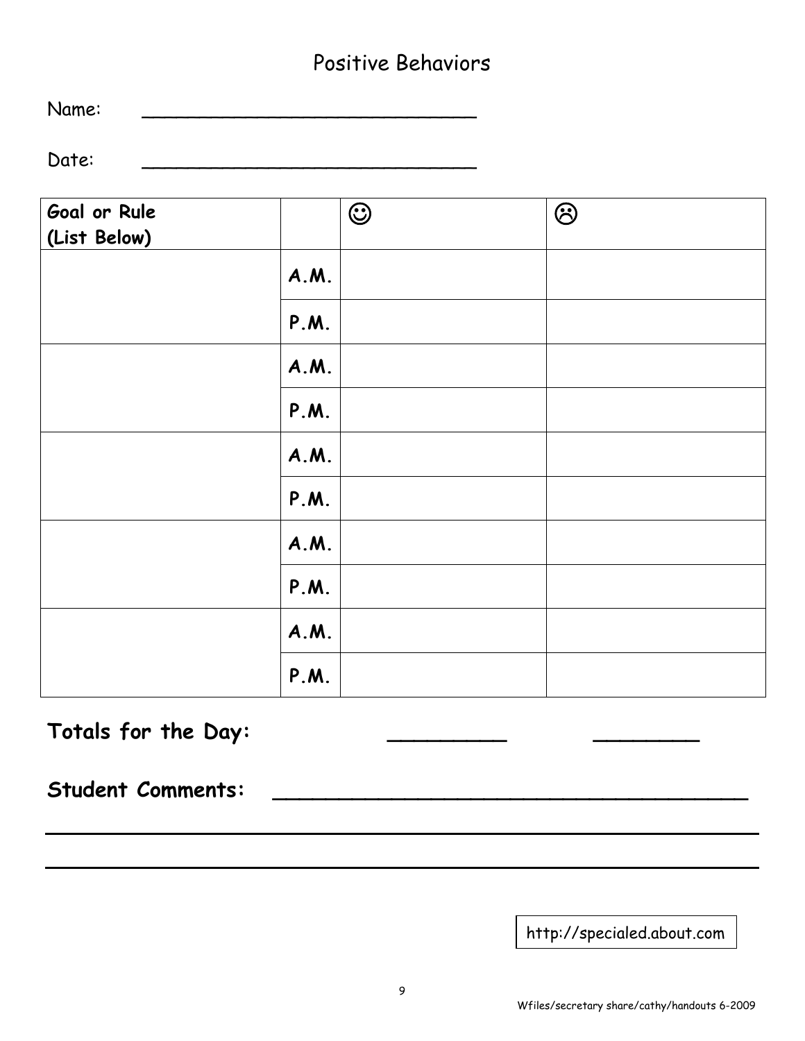# Positive Behaviors

Name: ______________________________

Date: ______________________________

| **Goal or Rule (List Below)** | | ☺ | ☹ |
|---|---|---|---|
| | **A.M.** | | |
| | **P.M.** | | |
| | **A.M.** | | |
| | **P.M.** | | |
| | **A.M.** | | |
| | **P.M.** | | |
| | **A.M.** | | |
| | **P.M.** | | |
| | **A.M.** | | |
| | **P.M.** | | |

**Totals for the Day:** __________ __________

**Student Comments:** ________________________________________

________________________________________________________________

________________________________________________________________

http://specialed.about.com

Wfiles/secretary share/cathy/handouts 6-2009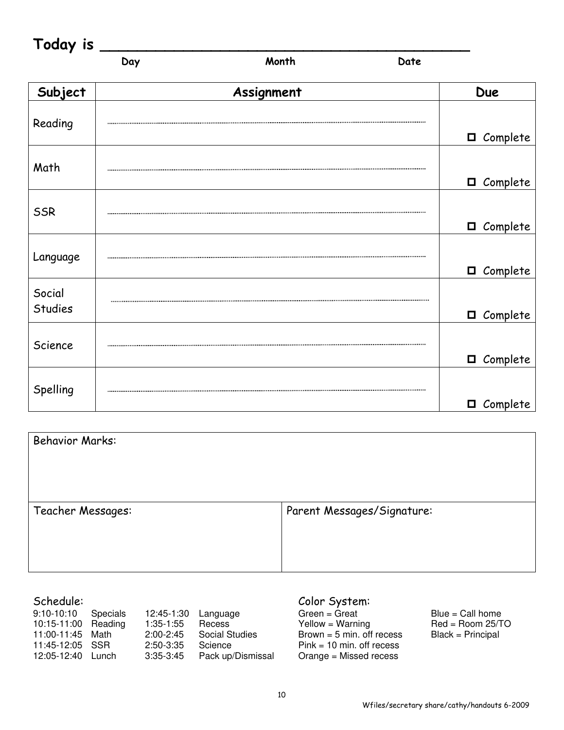**Today is \_\_\_\_\_\_\_\_\_\_\_\_\_\_\_\_\_\_\_\_\_\_\_\_\_\_\_\_\_\_\_\_\_\_\_\_\_\_\_\_**

Day Month Date

| Subject | Assignment | Due |
|---|---|---|
| Reading | ............................................................ | ☐ Complete |
| Math | ............................................................ | ☐ Complete |
| SSR | ............................................................ | ☐ Complete |
| Language | ............................................................ | ☐ Complete |
| Social Studies | ............................................................ | ☐ Complete |
| Science | ............................................................ | ☐ Complete |
| Spelling | ............................................................ | ☐ Complete |

| Behavior Marks: | |
|---|---|
| Teacher Messages: | Parent Messages/Signature: |

Schedule:

| | | | |
|---|---|---|---|
| 9:10-10:10 | Specials | 12:45-1:30 | Language |
| 10:15-11:00 | Reading | 1:35-1:55 | Recess |
| 11:00-11:45 | Math | 2:00-2:45 | Social Studies |
| 11:45-12:05 | SSR | 2:50-3:35 | Science |
| 12:05-12:40 | Lunch | 3:35-3:45 | Pack up/Dismissal |

Color System:

| | |
|---|---|
| Green = Great | Blue = Call home |
| Yellow = Warning | Red = Room 25/TO |
| Brown = 5 min. off recess | Black = Principal |
| Pink = 10 min. off recess | |
| Orange = Missed recess | |

Wfiles/secretary share/cathy/handouts 6-2009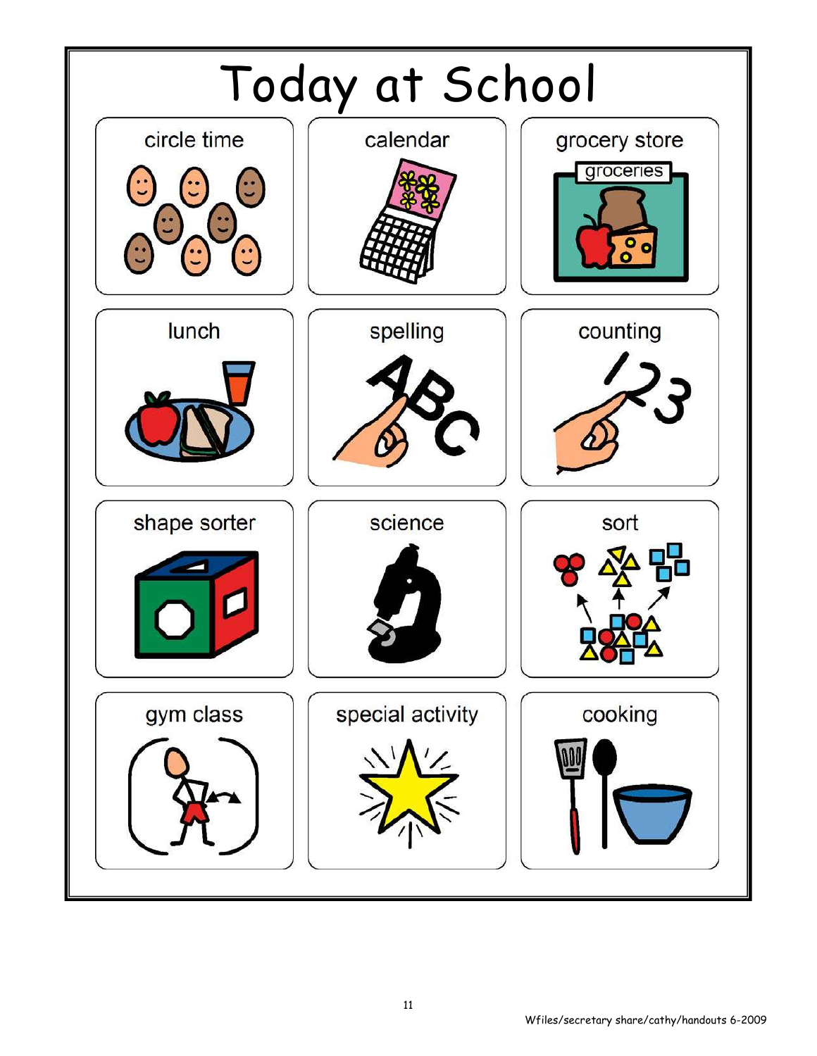# Today at School

| | | |
|---|---|---|
| circle time | calendar | grocery store |
| lunch | spelling | counting |
| shape sorter | science | sort |
| gym class | special activity | cooking |

Wfiles/secretary share/cathy/handouts 6-2009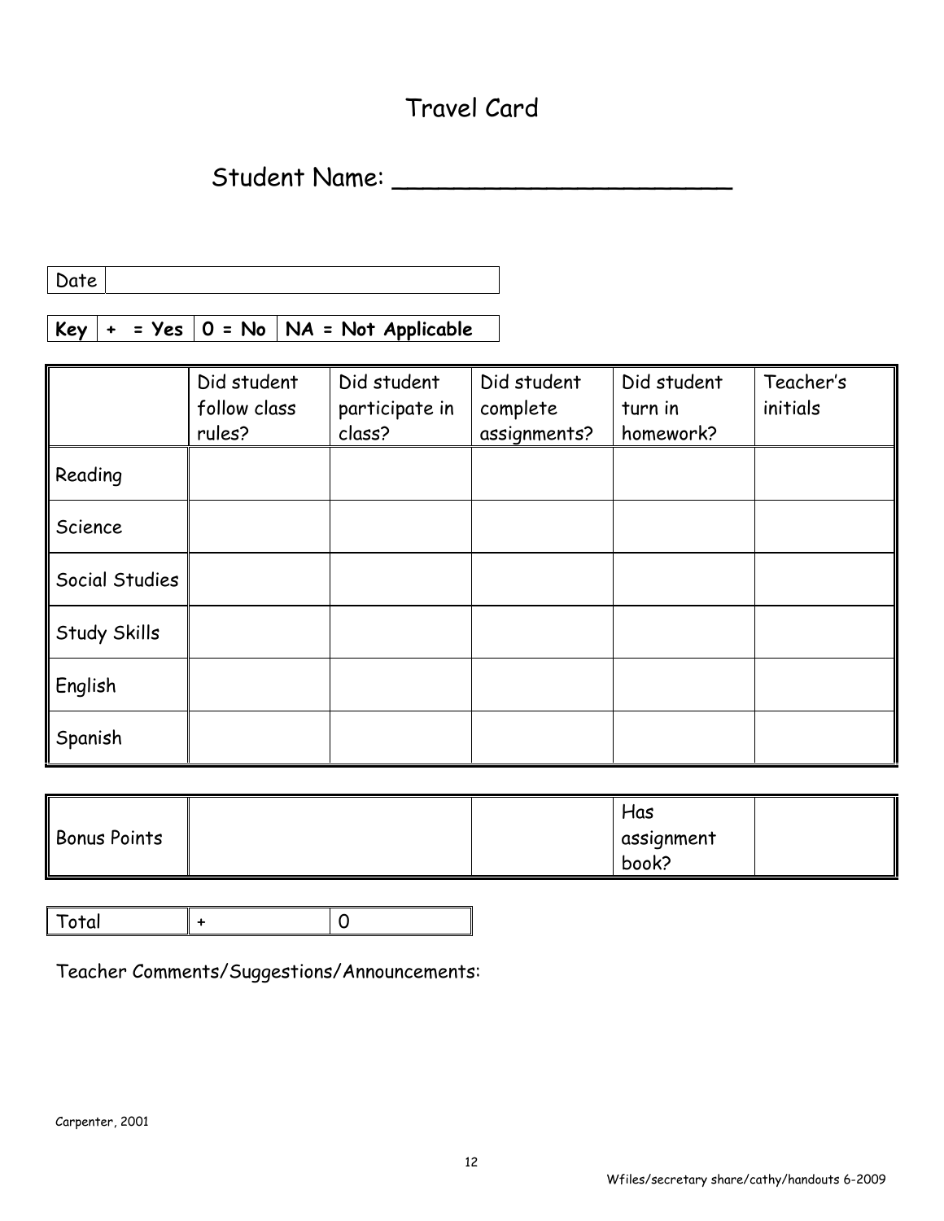# Travel Card

## Student Name: ______________________

| Date | |
|---|---|

| Key | + = Yes | 0 = No | NA = Not Applicable |
|---|---|---|---|

| | Did student follow class rules? | Did student participate in class? | Did student complete assignments? | Did student turn in homework? | Teacher's initials |
|---|---|---|---|---|---|
| Reading | | | | | |
| Science | | | | | |
| Social Studies | | | | | |
| Study Skills | | | | | |
| English | | | | | |
| Spanish | | | | | |

| | | | | |
|---|---|---|---|---|
| Bonus Points | | | Has assignment book? | |

| Total | + | 0 |
|---|---|---|

Teacher Comments/Suggestions/Announcements:

Carpenter, 2001

Wfiles/secretary share/cathy/handouts 6-2009